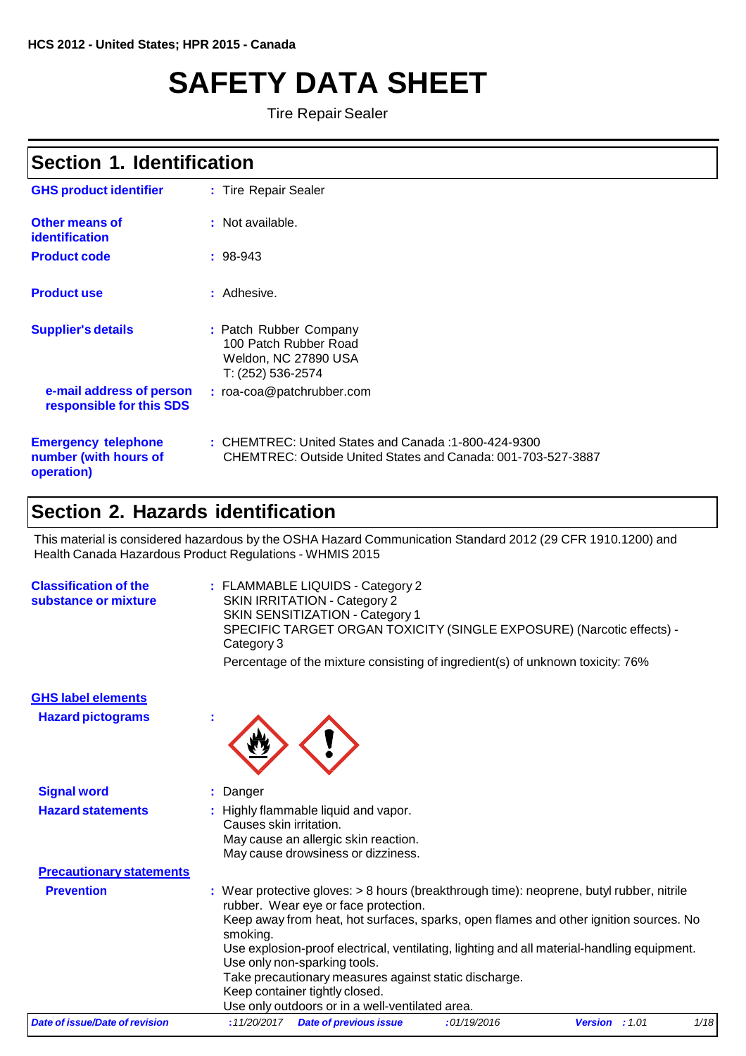HCS 2012 - United States; HPR 2015 - Canada

# SAFETY DATA SHEET

Tire Repair Sealer

## Section 1. Identification

**GHS product identifier** : Tire Repair Sealer

**Other means of identification** : Not available.

**Product code** : 98-943

**Product use** : Adhesive.

**Supplier's details** : Patch Rubber Company
100 Patch Rubber Road
Weldon, NC 27890 USA
T: (252) 536-2574

**e-mail address of person responsible for this SDS** : roa-coa@patchrubber.com

**Emergency telephone number (with hours of operation)** : CHEMTREC: United States and Canada :1-800-424-9300
CHEMTREC: Outside United States and Canada: 001-703-527-3887

## Section 2. Hazards identification

This material is considered hazardous by the OSHA Hazard Communication Standard 2012 (29 CFR 1910.1200) and Health Canada Hazardous Product Regulations - WHMIS 2015

**Classification of the substance or mixture** : FLAMMABLE LIQUIDS - Category 2
SKIN IRRITATION - Category 2
SKIN SENSITIZATION - Category 1
SPECIFIC TARGET ORGAN TOXICITY (SINGLE EXPOSURE) (Narcotic effects) - Category 3

Percentage of the mixture consisting of ingredient(s) of unknown toxicity: 76%

**GHS label elements**

**Hazard pictograms** :

**Signal word** : Danger

**Hazard statements** : Highly flammable liquid and vapor.
Causes skin irritation.
May cause an allergic skin reaction.
May cause drowsiness or dizziness.

**Precautionary statements**

**Prevention** : Wear protective gloves: > 8 hours (breakthrough time): neoprene, butyl rubber, nitrile rubber. Wear eye or face protection.
Keep away from heat, hot surfaces, sparks, open flames and other ignition sources. No smoking.
Use explosion-proof electrical, ventilating, lighting and all material-handling equipment.
Use only non-sparking tools.
Take precautionary measures against static discharge.
Keep container tightly closed.
Use only outdoors or in a well-ventilated area.

*Date of issue/Date of revision* : 11/20/2017 *Date of previous issue* : 01/19/2016 *Version* : 1.01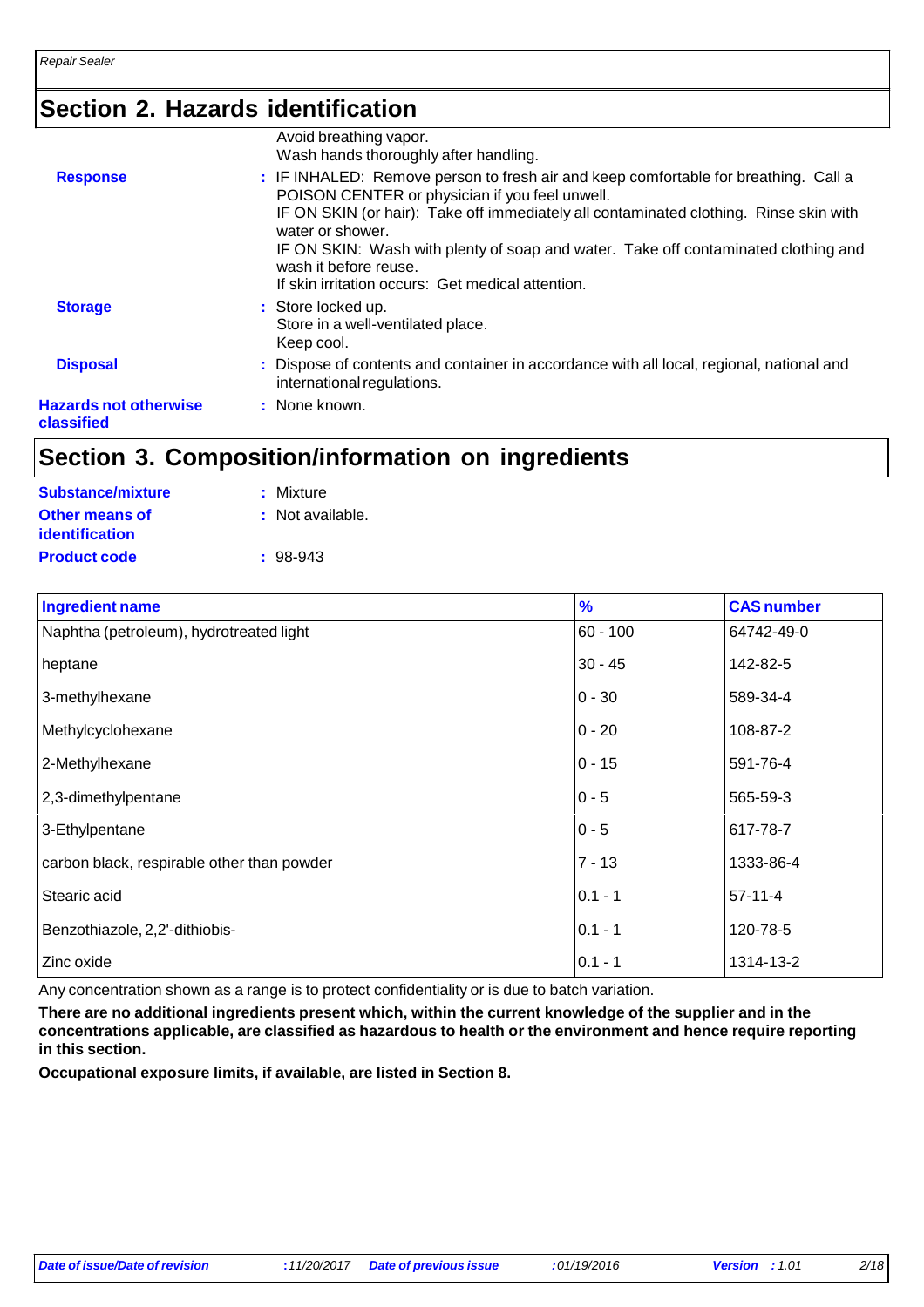## Section 2. Hazards identification

Avoid breathing vapor.
Wash hands thoroughly after handling.

**Response** : IF INHALED: Remove person to fresh air and keep comfortable for breathing. Call a POISON CENTER or physician if you feel unwell.
IF ON SKIN (or hair): Take off immediately all contaminated clothing. Rinse skin with water or shower.
IF ON SKIN: Wash with plenty of soap and water. Take off contaminated clothing and wash it before reuse.
If skin irritation occurs: Get medical attention.

**Storage** : Store locked up.
Store in a well-ventilated place.
Keep cool.

**Disposal** : Dispose of contents and container in accordance with all local, regional, national and international regulations.

**Hazards not otherwise classified** : None known.

## Section 3. Composition/information on ingredients

**Substance/mixture** : Mixture

**Other means of identification** : Not available.

**Product code** : 98-943

| Ingredient name | % | CAS number |
|---|---|---|
| Naphtha (petroleum), hydrotreated light | 60 - 100 | 64742-49-0 |
| heptane | 30 - 45 | 142-82-5 |
| 3-methylhexane | 0 - 30 | 589-34-4 |
| Methylcyclohexane | 0 - 20 | 108-87-2 |
| 2-Methylhexane | 0 - 15 | 591-76-4 |
| 2,3-dimethylpentane | 0 - 5 | 565-59-3 |
| 3-Ethylpentane | 0 - 5 | 617-78-7 |
| carbon black, respirable other than powder | 7 - 13 | 1333-86-4 |
| Stearic acid | 0.1 - 1 | 57-11-4 |
| Benzothiazole, 2,2'-dithiobis- | 0.1 - 1 | 120-78-5 |
| Zinc oxide | 0.1 - 1 | 1314-13-2 |

Any concentration shown as a range is to protect confidentiality or is due to batch variation.

**There are no additional ingredients present which, within the current knowledge of the supplier and in the concentrations applicable, are classified as hazardous to health or the environment and hence require reporting in this section.**

**Occupational exposure limits, if available, are listed in Section 8.**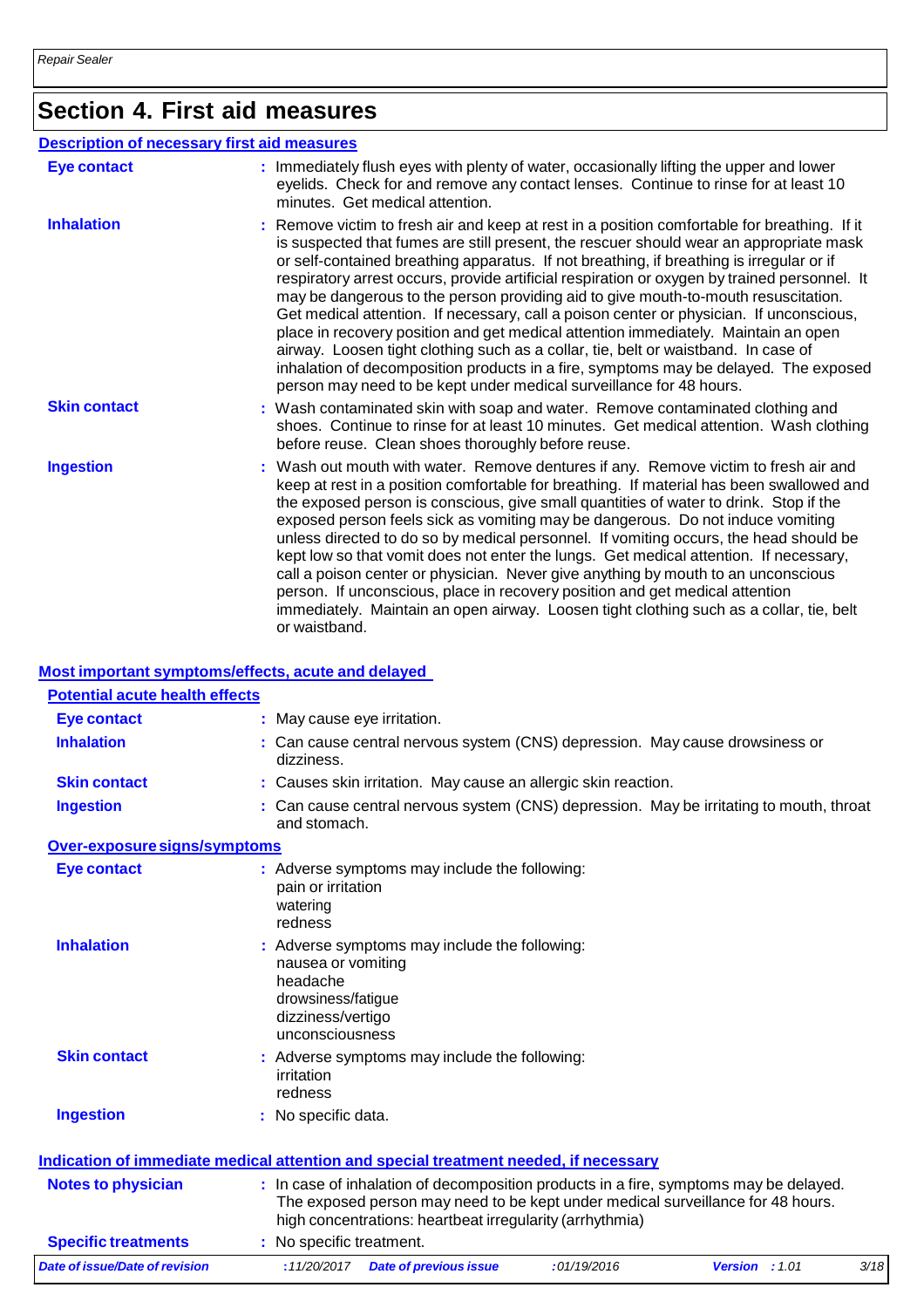# Section 4. First aid measures

## Description of necessary first aid measures

| | |
|---|---|
| **Eye contact** | : Immediately flush eyes with plenty of water, occasionally lifting the upper and lower eyelids. Check for and remove any contact lenses. Continue to rinse for at least 10 minutes. Get medical attention. |
| **Inhalation** | : Remove victim to fresh air and keep at rest in a position comfortable for breathing. If it is suspected that fumes are still present, the rescuer should wear an appropriate mask or self-contained breathing apparatus. If not breathing, if breathing is irregular or if respiratory arrest occurs, provide artificial respiration or oxygen by trained personnel. It may be dangerous to the person providing aid to give mouth-to-mouth resuscitation. Get medical attention. If necessary, call a poison center or physician. If unconscious, place in recovery position and get medical attention immediately. Maintain an open airway. Loosen tight clothing such as a collar, tie, belt or waistband. In case of inhalation of decomposition products in a fire, symptoms may be delayed. The exposed person may need to be kept under medical surveillance for 48 hours. |
| **Skin contact** | : Wash contaminated skin with soap and water. Remove contaminated clothing and shoes. Continue to rinse for at least 10 minutes. Get medical attention. Wash clothing before reuse. Clean shoes thoroughly before reuse. |
| **Ingestion** | : Wash out mouth with water. Remove dentures if any. Remove victim to fresh air and keep at rest in a position comfortable for breathing. If material has been swallowed and the exposed person is conscious, give small quantities of water to drink. Stop if the exposed person feels sick as vomiting may be dangerous. Do not induce vomiting unless directed to do so by medical personnel. If vomiting occurs, the head should be kept low so that vomit does not enter the lungs. Get medical attention. If necessary, call a poison center or physician. Never give anything by mouth to an unconscious person. If unconscious, place in recovery position and get medical attention immediately. Maintain an open airway. Loosen tight clothing such as a collar, tie, belt or waistband. |

## Most important symptoms/effects, acute and delayed

### Potential acute health effects

| | |
|---|---|
| **Eye contact** | : May cause eye irritation. |
| **Inhalation** | : Can cause central nervous system (CNS) depression. May cause drowsiness or dizziness. |
| **Skin contact** | : Causes skin irritation. May cause an allergic skin reaction. |
| **Ingestion** | : Can cause central nervous system (CNS) depression. May be irritating to mouth, throat and stomach. |

### Over-exposure signs/symptoms

| | |
|---|---|
| **Eye contact** | : Adverse symptoms may include the following:<br>pain or irritation<br>watering<br>redness |
| **Inhalation** | : Adverse symptoms may include the following:<br>nausea or vomiting<br>headache<br>drowsiness/fatigue<br>dizziness/vertigo<br>unconsciousness |
| **Skin contact** | : Adverse symptoms may include the following:<br>irritation<br>redness |
| **Ingestion** | : No specific data. |

## Indication of immediate medical attention and special treatment needed, if necessary

| | |
|---|---|
| **Notes to physician** | : In case of inhalation of decomposition products in a fire, symptoms may be delayed. The exposed person may need to be kept under medical surveillance for 48 hours. high concentrations: heartbeat irregularity (arrhythmia) |
| **Specific treatments** | : No specific treatment. |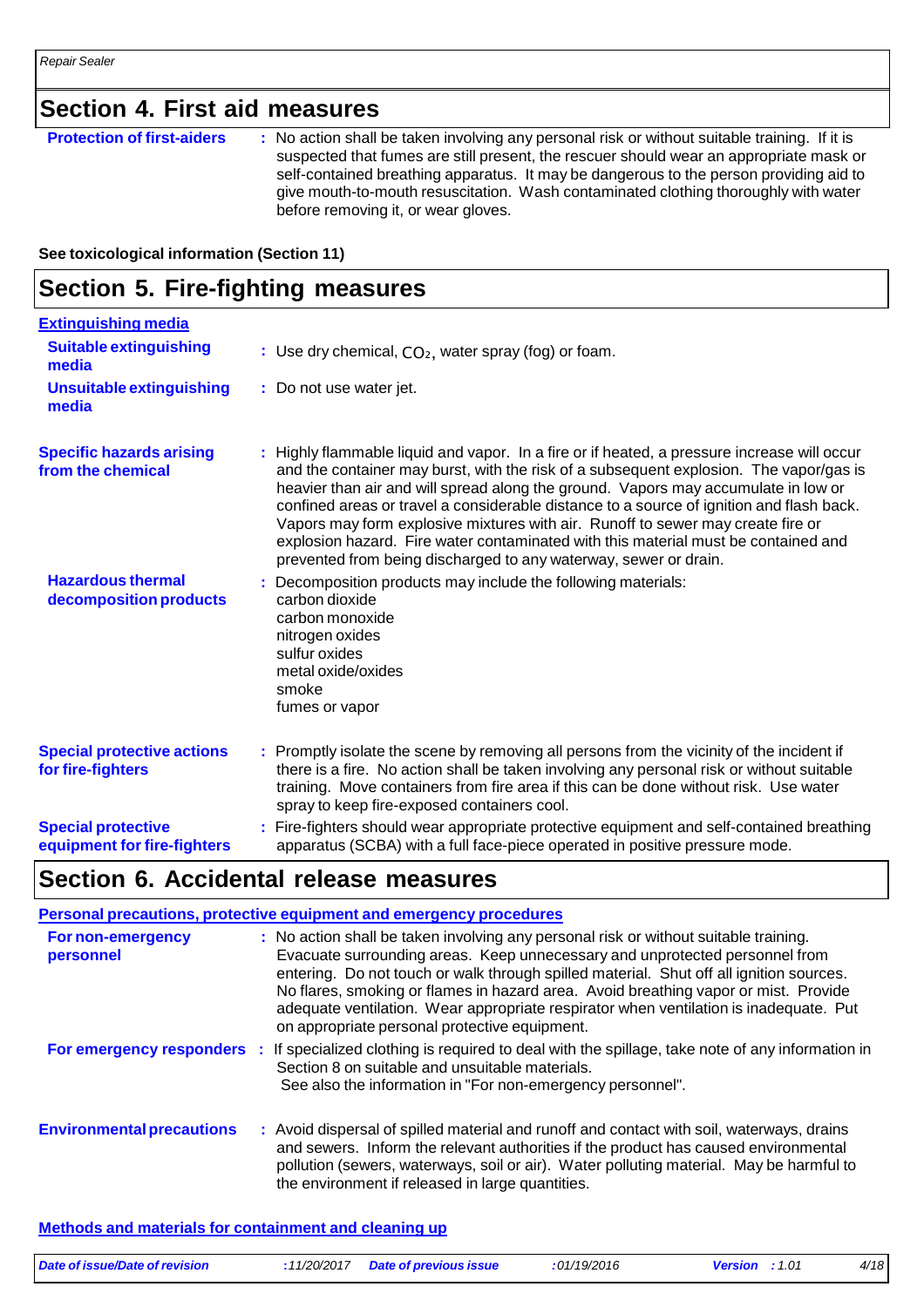## Section 4. First aid measures

**Protection of first-aiders** : No action shall be taken involving any personal risk or without suitable training. If it is suspected that fumes are still present, the rescuer should wear an appropriate mask or self-contained breathing apparatus. It may be dangerous to the person providing aid to give mouth-to-mouth resuscitation. Wash contaminated clothing thoroughly with water before removing it, or wear gloves.

**See toxicological information (Section 11)**

## Section 5. Fire-fighting measures

**Extinguishing media**

**Suitable extinguishing media** : Use dry chemical, $CO_2$, water spray (fog) or foam.

**Unsuitable extinguishing media** : Do not use water jet.

**Specific hazards arising from the chemical** : Highly flammable liquid and vapor. In a fire or if heated, a pressure increase will occur and the container may burst, with the risk of a subsequent explosion. The vapor/gas is heavier than air and will spread along the ground. Vapors may accumulate in low or confined areas or travel a considerable distance to a source of ignition and flash back. Vapors may form explosive mixtures with air. Runoff to sewer may create fire or explosion hazard. Fire water contaminated with this material must be contained and prevented from being discharged to any waterway, sewer or drain.

**Hazardous thermal decomposition products** : Decomposition products may include the following materials:
carbon dioxide
carbon monoxide
nitrogen oxides
sulfur oxides
metal oxide/oxides
smoke
fumes or vapor

**Special protective actions for fire-fighters** : Promptly isolate the scene by removing all persons from the vicinity of the incident if there is a fire. No action shall be taken involving any personal risk or without suitable training. Move containers from fire area if this can be done without risk. Use water spray to keep fire-exposed containers cool.

**Special protective equipment for fire-fighters** : Fire-fighters should wear appropriate protective equipment and self-contained breathing apparatus (SCBA) with a full face-piece operated in positive pressure mode.

## Section 6. Accidental release measures

**Personal precautions, protective equipment and emergency procedures**

**For non-emergency personnel** : No action shall be taken involving any personal risk or without suitable training. Evacuate surrounding areas. Keep unnecessary and unprotected personnel from entering. Do not touch or walk through spilled material. Shut off all ignition sources. No flares, smoking or flames in hazard area. Avoid breathing vapor or mist. Provide adequate ventilation. Wear appropriate respirator when ventilation is inadequate. Put on appropriate personal protective equipment.

**For emergency responders** : If specialized clothing is required to deal with the spillage, take note of any information in Section 8 on suitable and unsuitable materials.
See also the information in "For non-emergency personnel".

**Environmental precautions** : Avoid dispersal of spilled material and runoff and contact with soil, waterways, drains and sewers. Inform the relevant authorities if the product has caused environmental pollution (sewers, waterways, soil or air). Water polluting material. May be harmful to the environment if released in large quantities.

**Methods and materials for containment and cleaning up**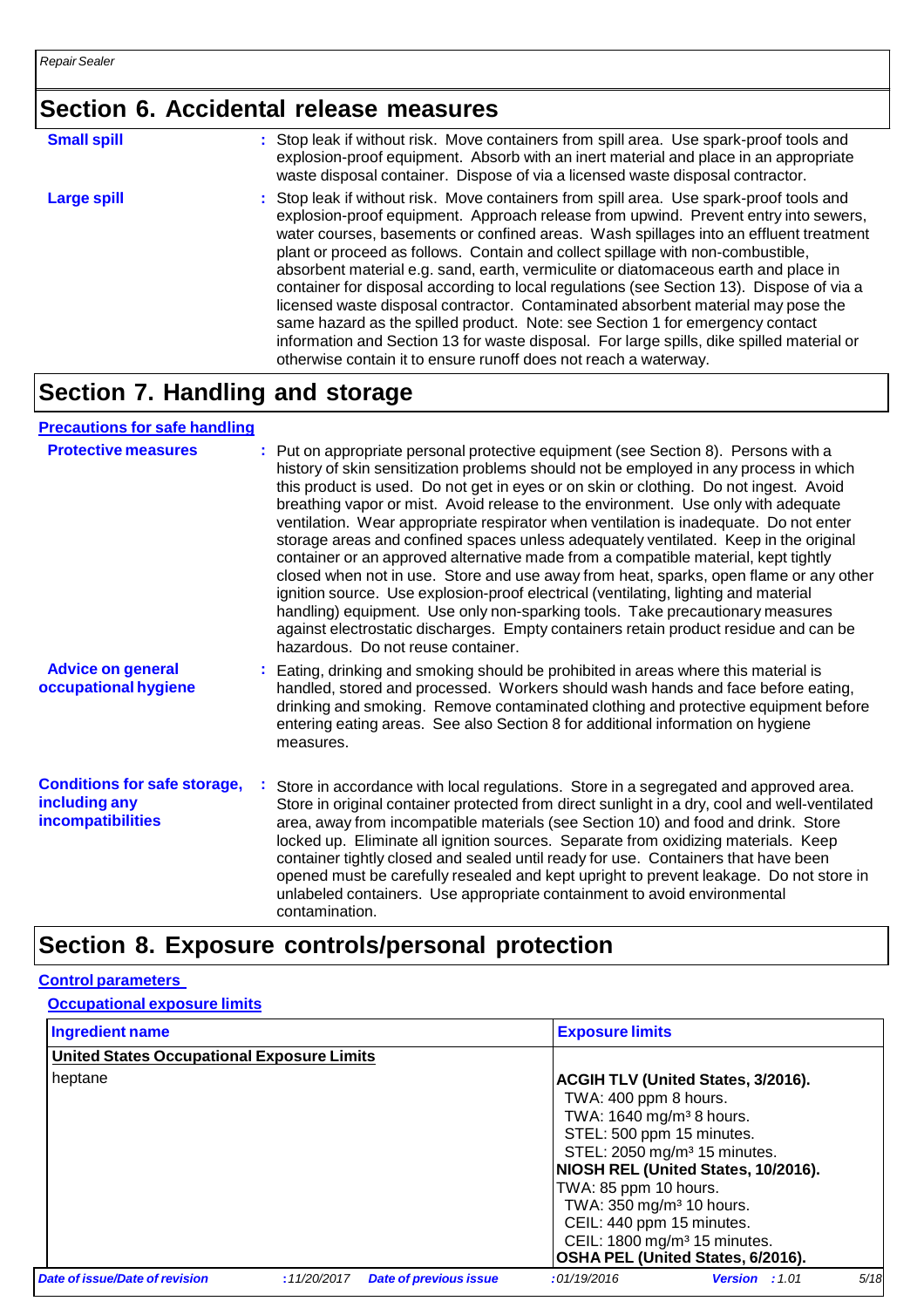## Section 6. Accidental release measures

**Small spill** : Stop leak if without risk. Move containers from spill area. Use spark-proof tools and explosion-proof equipment. Absorb with an inert material and place in an appropriate waste disposal container. Dispose of via a licensed waste disposal contractor.

**Large spill** : Stop leak if without risk. Move containers from spill area. Use spark-proof tools and explosion-proof equipment. Approach release from upwind. Prevent entry into sewers, water courses, basements or confined areas. Wash spillages into an effluent treatment plant or proceed as follows. Contain and collect spillage with non-combustible, absorbent material e.g. sand, earth, vermiculite or diatomaceous earth and place in container for disposal according to local regulations (see Section 13). Dispose of via a licensed waste disposal contractor. Contaminated absorbent material may pose the same hazard as the spilled product. Note: see Section 1 for emergency contact information and Section 13 for waste disposal. For large spills, dike spilled material or otherwise contain it to ensure runoff does not reach a waterway.

## Section 7. Handling and storage

### Precautions for safe handling

**Protective measures** : Put on appropriate personal protective equipment (see Section 8). Persons with a history of skin sensitization problems should not be employed in any process in which this product is used. Do not get in eyes or on skin or clothing. Do not ingest. Avoid breathing vapor or mist. Avoid release to the environment. Use only with adequate ventilation. Wear appropriate respirator when ventilation is inadequate. Do not enter storage areas and confined spaces unless adequately ventilated. Keep in the original container or an approved alternative made from a compatible material, kept tightly closed when not in use. Store and use away from heat, sparks, open flame or any other ignition source. Use explosion-proof electrical (ventilating, lighting and material handling) equipment. Use only non-sparking tools. Take precautionary measures against electrostatic discharges. Empty containers retain product residue and can be hazardous. Do not reuse container.

**Advice on general occupational hygiene** : Eating, drinking and smoking should be prohibited in areas where this material is handled, stored and processed. Workers should wash hands and face before eating, drinking and smoking. Remove contaminated clothing and protective equipment before entering eating areas. See also Section 8 for additional information on hygiene measures.

**Conditions for safe storage, including any incompatibilities** : Store in accordance with local regulations. Store in a segregated and approved area. Store in original container protected from direct sunlight in a dry, cool and well-ventilated area, away from incompatible materials (see Section 10) and food and drink. Store locked up. Eliminate all ignition sources. Separate from oxidizing materials. Keep container tightly closed and sealed until ready for use. Containers that have been opened must be carefully resealed and kept upright to prevent leakage. Do not store in unlabeled containers. Use appropriate containment to avoid environmental contamination.

## Section 8. Exposure controls/personal protection

### Control parameters

#### Occupational exposure limits

| Ingredient name | Exposure limits |
|---|---|
| **United States Occupational Exposure Limits** | |
| heptane | **ACGIH TLV (United States, 3/2016).**<br>TWA: 400 ppm 8 hours.<br>TWA: 1640 mg/m³ 8 hours.<br>STEL: 500 ppm 15 minutes.<br>STEL: 2050 mg/m³ 15 minutes.<br>**NIOSH REL (United States, 10/2016).**<br>TWA: 85 ppm 10 hours.<br>TWA: 350 mg/m³ 10 hours.<br>CEIL: 440 ppm 15 minutes.<br>CEIL: 1800 mg/m³ 15 minutes.<br>**OSHA PEL (United States, 6/2016).** |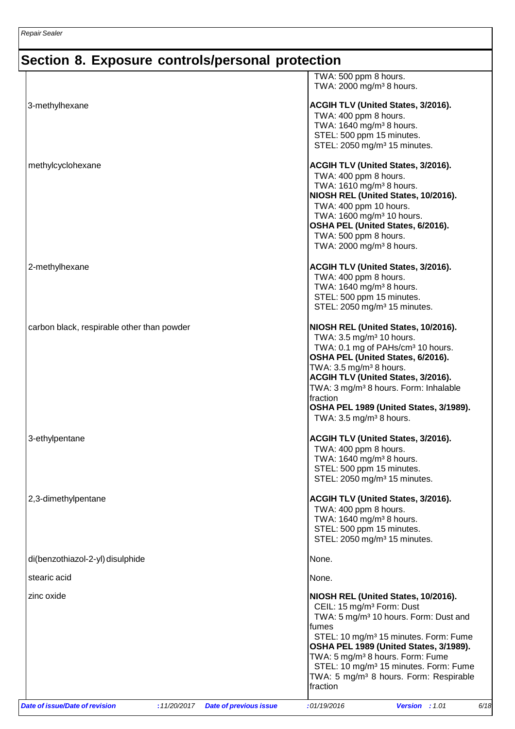## Section 8. Exposure controls/personal protection

| | |
|---|---|
| | TWA: 500 ppm 8 hours.<br>TWA: 2000 mg/m³ 8 hours. |
| 3-methylhexane | **ACGIH TLV (United States, 3/2016).**<br>TWA: 400 ppm 8 hours.<br>TWA: 1640 mg/m³ 8 hours.<br>STEL: 500 ppm 15 minutes.<br>STEL: 2050 mg/m³ 15 minutes. |
| methylcyclohexane | **ACGIH TLV (United States, 3/2016).**<br>TWA: 400 ppm 8 hours.<br>TWA: 1610 mg/m³ 8 hours.<br>**NIOSH REL (United States, 10/2016).**<br>TWA: 400 ppm 10 hours.<br>TWA: 1600 mg/m³ 10 hours.<br>**OSHA PEL (United States, 6/2016).**<br>TWA: 500 ppm 8 hours.<br>TWA: 2000 mg/m³ 8 hours. |
| 2-methylhexane | **ACGIH TLV (United States, 3/2016).**<br>TWA: 400 ppm 8 hours.<br>TWA: 1640 mg/m³ 8 hours.<br>STEL: 500 ppm 15 minutes.<br>STEL: 2050 mg/m³ 15 minutes. |
| carbon black, respirable other than powder | **NIOSH REL (United States, 10/2016).**<br>TWA: 3.5 mg/m³ 10 hours.<br>TWA: 0.1 mg of PAHs/cm³ 10 hours.<br>**OSHA PEL (United States, 6/2016).**<br>TWA: 3.5 mg/m³ 8 hours.<br>**ACGIH TLV (United States, 3/2016).**<br>TWA: 3 mg/m³ 8 hours. Form: Inhalable fraction<br>**OSHA PEL 1989 (United States, 3/1989).**<br>TWA: 3.5 mg/m³ 8 hours. |
| 3-ethylpentane | **ACGIH TLV (United States, 3/2016).**<br>TWA: 400 ppm 8 hours.<br>TWA: 1640 mg/m³ 8 hours.<br>STEL: 500 ppm 15 minutes.<br>STEL: 2050 mg/m³ 15 minutes. |
| 2,3-dimethylpentane | **ACGIH TLV (United States, 3/2016).**<br>TWA: 400 ppm 8 hours.<br>TWA: 1640 mg/m³ 8 hours.<br>STEL: 500 ppm 15 minutes.<br>STEL: 2050 mg/m³ 15 minutes. |
| di(benzothiazol-2-yl) disulphide | None. |
| stearic acid | None. |
| zinc oxide | **NIOSH REL (United States, 10/2016).**<br>CEIL: 15 mg/m³ Form: Dust<br>TWA: 5 mg/m³ 10 hours. Form: Dust and fumes<br>STEL: 10 mg/m³ 15 minutes. Form: Fume<br>**OSHA PEL 1989 (United States, 3/1989).**<br>TWA: 5 mg/m³ 8 hours. Form: Fume<br>STEL: 10 mg/m³ 15 minutes. Form: Fume<br>TWA: 5 mg/m³ 8 hours. Form: Respirable fraction |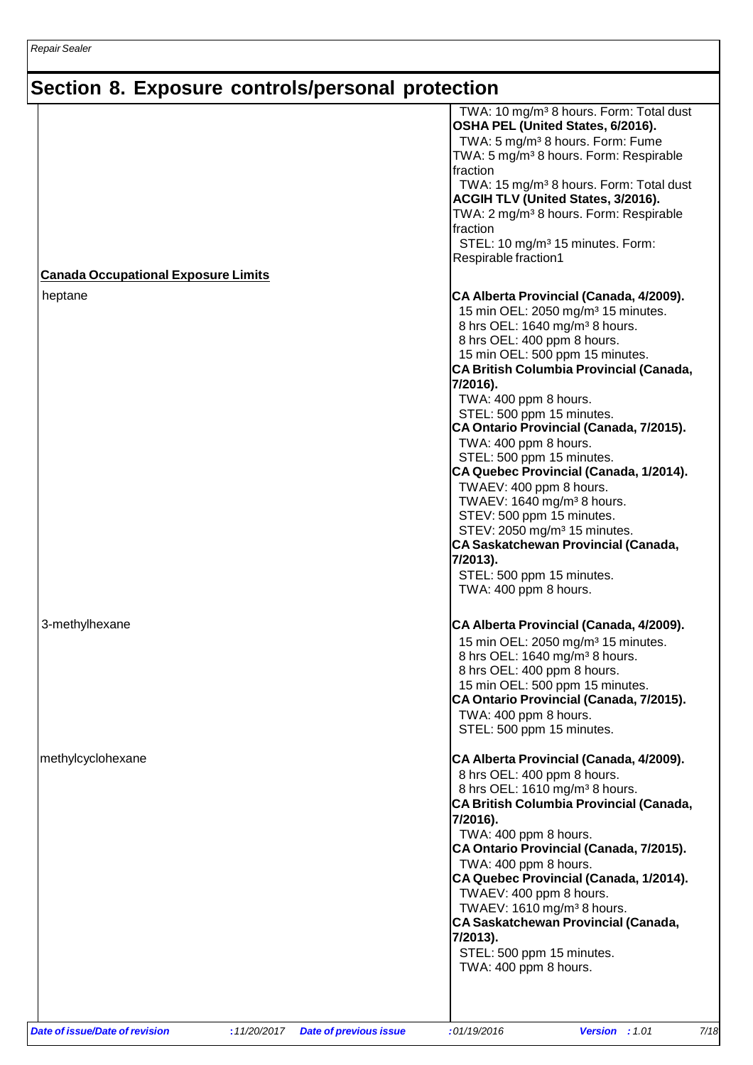## Section 8. Exposure controls/personal protection

| | |
|---|---|
| | TWA: 10 mg/m³ 8 hours. Form: Total dust<br>**OSHA PEL (United States, 6/2016).**<br>TWA: 5 mg/m³ 8 hours. Form: Fume<br>TWA: 5 mg/m³ 8 hours. Form: Respirable fraction<br>TWA: 15 mg/m³ 8 hours. Form: Total dust<br>**ACGIH TLV (United States, 3/2016).**<br>TWA: 2 mg/m³ 8 hours. Form: Respirable fraction<br>STEL: 10 mg/m³ 15 minutes. Form: Respirable fraction1 |
| **Canada Occupational Exposure Limits** | |
| heptane | **CA Alberta Provincial (Canada, 4/2009).**<br>15 min OEL: 2050 mg/m³ 15 minutes.<br>8 hrs OEL: 1640 mg/m³ 8 hours.<br>8 hrs OEL: 400 ppm 8 hours.<br>15 min OEL: 500 ppm 15 minutes.<br>**CA British Columbia Provincial (Canada, 7/2016).**<br>TWA: 400 ppm 8 hours.<br>STEL: 500 ppm 15 minutes.<br>**CA Ontario Provincial (Canada, 7/2015).**<br>TWA: 400 ppm 8 hours.<br>STEL: 500 ppm 15 minutes.<br>**CA Quebec Provincial (Canada, 1/2014).**<br>TWAEV: 400 ppm 8 hours.<br>TWAEV: 1640 mg/m³ 8 hours.<br>STEV: 500 ppm 15 minutes.<br>STEV: 2050 mg/m³ 15 minutes.<br>**CA Saskatchewan Provincial (Canada, 7/2013).**<br>STEL: 500 ppm 15 minutes.<br>TWA: 400 ppm 8 hours. |
| 3-methylhexane | **CA Alberta Provincial (Canada, 4/2009).**<br>15 min OEL: 2050 mg/m³ 15 minutes.<br>8 hrs OEL: 1640 mg/m³ 8 hours.<br>8 hrs OEL: 400 ppm 8 hours.<br>15 min OEL: 500 ppm 15 minutes.<br>**CA Ontario Provincial (Canada, 7/2015).**<br>TWA: 400 ppm 8 hours.<br>STEL: 500 ppm 15 minutes. |
| methylcyclohexane | **CA Alberta Provincial (Canada, 4/2009).**<br>8 hrs OEL: 400 ppm 8 hours.<br>8 hrs OEL: 1610 mg/m³ 8 hours.<br>**CA British Columbia Provincial (Canada, 7/2016).**<br>TWA: 400 ppm 8 hours.<br>**CA Ontario Provincial (Canada, 7/2015).**<br>TWA: 400 ppm 8 hours.<br>**CA Quebec Provincial (Canada, 1/2014).**<br>TWAEV: 400 ppm 8 hours.<br>TWAEV: 1610 mg/m³ 8 hours.<br>**CA Saskatchewan Provincial (Canada, 7/2013).**<br>STEL: 500 ppm 15 minutes.<br>TWA: 400 ppm 8 hours. |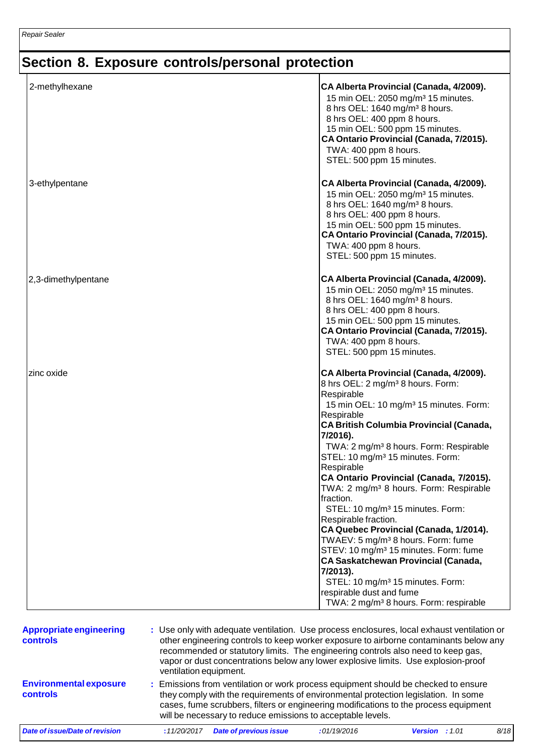## Section 8. Exposure controls/personal protection

| | |
|---|---|
| 2-methylhexane | **CA Alberta Provincial (Canada, 4/2009).**<br>15 min OEL: 2050 mg/m³ 15 minutes.<br>8 hrs OEL: 1640 mg/m³ 8 hours.<br>8 hrs OEL: 400 ppm 8 hours.<br>15 min OEL: 500 ppm 15 minutes.<br>**CA Ontario Provincial (Canada, 7/2015).**<br>TWA: 400 ppm 8 hours.<br>STEL: 500 ppm 15 minutes. |
| 3-ethylpentane | **CA Alberta Provincial (Canada, 4/2009).**<br>15 min OEL: 2050 mg/m³ 15 minutes.<br>8 hrs OEL: 1640 mg/m³ 8 hours.<br>8 hrs OEL: 400 ppm 8 hours.<br>15 min OEL: 500 ppm 15 minutes.<br>**CA Ontario Provincial (Canada, 7/2015).**<br>TWA: 400 ppm 8 hours.<br>STEL: 500 ppm 15 minutes. |
| 2,3-dimethylpentane | **CA Alberta Provincial (Canada, 4/2009).**<br>15 min OEL: 2050 mg/m³ 15 minutes.<br>8 hrs OEL: 1640 mg/m³ 8 hours.<br>8 hrs OEL: 400 ppm 8 hours.<br>15 min OEL: 500 ppm 15 minutes.<br>**CA Ontario Provincial (Canada, 7/2015).**<br>TWA: 400 ppm 8 hours.<br>STEL: 500 ppm 15 minutes. |
| zinc oxide | **CA Alberta Provincial (Canada, 4/2009).**<br>8 hrs OEL: 2 mg/m³ 8 hours. Form: Respirable<br>15 min OEL: 10 mg/m³ 15 minutes. Form: Respirable<br>**CA British Columbia Provincial (Canada, 7/2016).**<br>TWA: 2 mg/m³ 8 hours. Form: Respirable<br>STEL: 10 mg/m³ 15 minutes. Form: Respirable<br>**CA Ontario Provincial (Canada, 7/2015).**<br>TWA: 2 mg/m³ 8 hours. Form: Respirable fraction.<br>STEL: 10 mg/m³ 15 minutes. Form: Respirable fraction.<br>**CA Quebec Provincial (Canada, 1/2014).**<br>TWAEV: 5 mg/m³ 8 hours. Form: fume<br>STEV: 10 mg/m³ 15 minutes. Form: fume<br>**CA Saskatchewan Provincial (Canada, 7/2013).**<br>STEL: 10 mg/m³ 15 minutes. Form: respirable dust and fume<br>TWA: 2 mg/m³ 8 hours. Form: respirable |

**Appropriate engineering controls** : Use only with adequate ventilation. Use process enclosures, local exhaust ventilation or other engineering controls to keep worker exposure to airborne contaminants below any recommended or statutory limits. The engineering controls also need to keep gas, vapor or dust concentrations below any lower explosive limits. Use explosion-proof ventilation equipment.

**Environmental exposure controls** : Emissions from ventilation or work process equipment should be checked to ensure they comply with the requirements of environmental protection legislation. In some cases, fume scrubbers, filters or engineering modifications to the process equipment will be necessary to reduce emissions to acceptable levels.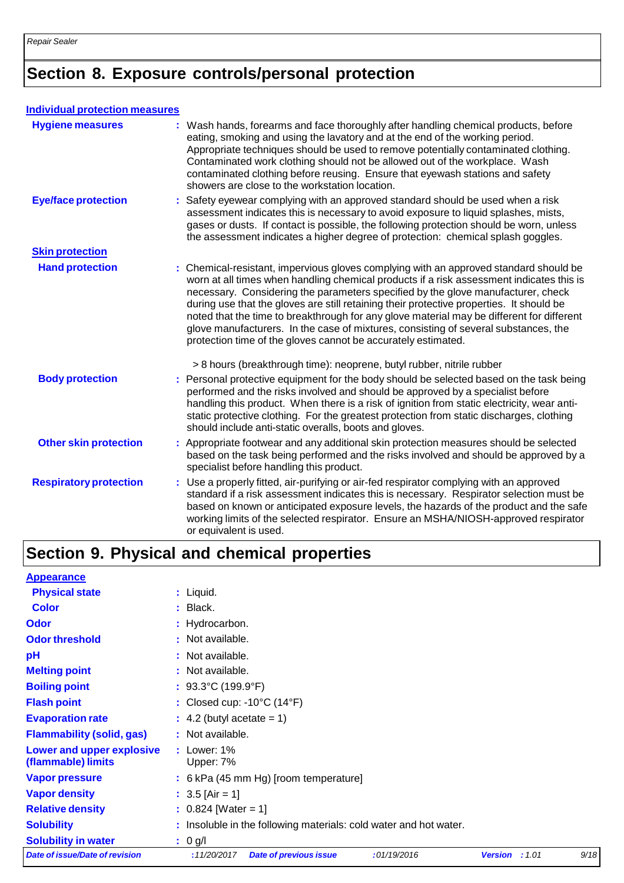## Section 8. Exposure controls/personal protection

**Individual protection measures**

| | |
|---|---|
| **Hygiene measures** | : Wash hands, forearms and face thoroughly after handling chemical products, before eating, smoking and using the lavatory and at the end of the working period. Appropriate techniques should be used to remove potentially contaminated clothing. Contaminated work clothing should not be allowed out of the workplace. Wash contaminated clothing before reusing. Ensure that eyewash stations and safety showers are close to the workstation location. |
| **Eye/face protection** | : Safety eyewear complying with an approved standard should be used when a risk assessment indicates this is necessary to avoid exposure to liquid splashes, mists, gases or dusts. If contact is possible, the following protection should be worn, unless the assessment indicates a higher degree of protection: chemical splash goggles. |
| **Skin protection** | |
| **Hand protection** | : Chemical-resistant, impervious gloves complying with an approved standard should be worn at all times when handling chemical products if a risk assessment indicates this is necessary. Considering the parameters specified by the glove manufacturer, check during use that the gloves are still retaining their protective properties. It should be noted that the time to breakthrough for any glove material may be different for different glove manufacturers. In the case of mixtures, consisting of several substances, the protection time of the gloves cannot be accurately estimated.<br><br>> 8 hours (breakthrough time): neoprene, butyl rubber, nitrile rubber |
| **Body protection** | : Personal protective equipment for the body should be selected based on the task being performed and the risks involved and should be approved by a specialist before handling this product. When there is a risk of ignition from static electricity, wear anti-static protective clothing. For the greatest protection from static discharges, clothing should include anti-static overalls, boots and gloves. |
| **Other skin protection** | : Appropriate footwear and any additional skin protection measures should be selected based on the task being performed and the risks involved and should be approved by a specialist before handling this product. |
| **Respiratory protection** | : Use a properly fitted, air-purifying or air-fed respirator complying with an approved standard if a risk assessment indicates this is necessary. Respirator selection must be based on known or anticipated exposure levels, the hazards of the product and the safe working limits of the selected respirator. Ensure an MSHA/NIOSH-approved respirator or equivalent is used. |

## Section 9. Physical and chemical properties

| | |
|---|---|
| **Appearance** | |
| **Physical state** | : Liquid. |
| **Color** | : Black. |
| **Odor** | : Hydrocarbon. |
| **Odor threshold** | : Not available. |
| **pH** | : Not available. |
| **Melting point** | : Not available. |
| **Boiling point** | : 93.3°C (199.9°F) |
| **Flash point** | : Closed cup: -10°C (14°F) |
| **Evaporation rate** | : 4.2 (butyl acetate = 1) |
| **Flammability (solid, gas)** | : Not available. |
| **Lower and upper explosive (flammable) limits** | : Lower: 1%<br>Upper: 7% |
| **Vapor pressure** | : 6 kPa (45 mm Hg) [room temperature] |
| **Vapor density** | : 3.5 [Air = 1] |
| **Relative density** | : 0.824 [Water = 1] |
| **Solubility** | : Insoluble in the following materials: cold water and hot water. |
| **Solubility in water** | : 0 g/l |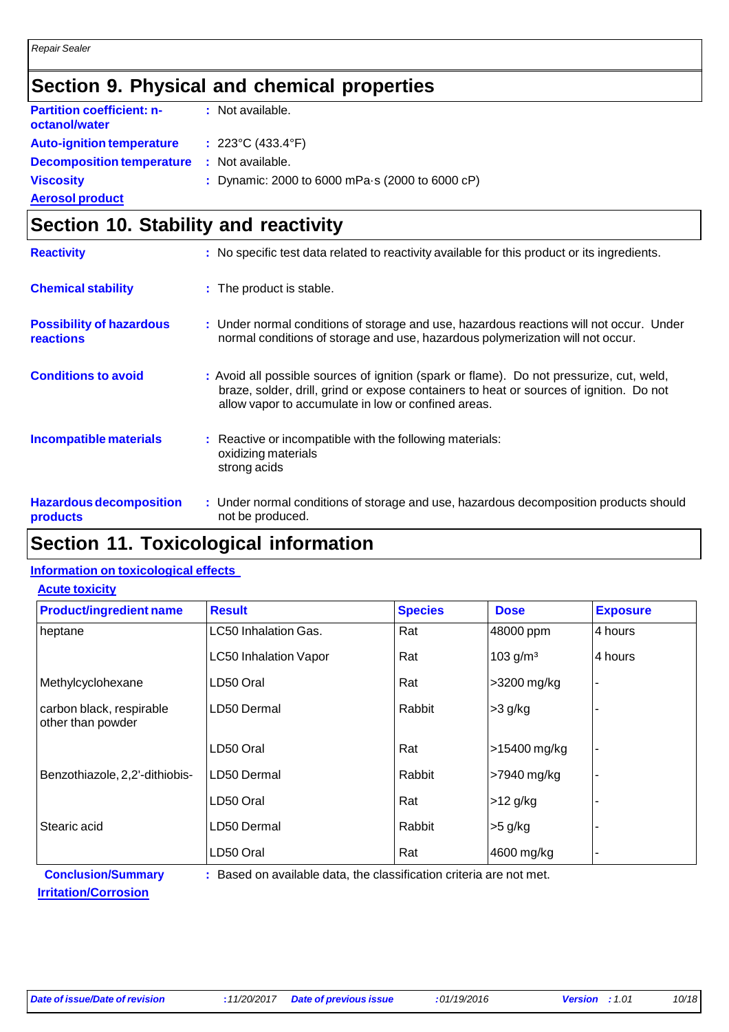## Section 9. Physical and chemical properties

**Partition coefficient: n-octanol/water** : Not available.

**Auto-ignition temperature** : 223°C (433.4°F)

**Decomposition temperature** : Not available.

**Viscosity** : Dynamic: 2000 to 6000 mPa·s (2000 to 6000 cP)

**Aerosol product**

## Section 10. Stability and reactivity

**Reactivity** : No specific test data related to reactivity available for this product or its ingredients.

**Chemical stability** : The product is stable.

**Possibility of hazardous reactions** : Under normal conditions of storage and use, hazardous reactions will not occur. Under normal conditions of storage and use, hazardous polymerization will not occur.

**Conditions to avoid** : Avoid all possible sources of ignition (spark or flame). Do not pressurize, cut, weld, braze, solder, drill, grind or expose containers to heat or sources of ignition. Do not allow vapor to accumulate in low or confined areas.

**Incompatible materials** : Reactive or incompatible with the following materials:
oxidizing materials
strong acids

**Hazardous decomposition products** : Under normal conditions of storage and use, hazardous decomposition products should not be produced.

## Section 11. Toxicological information

**Information on toxicological effects**

**Acute toxicity**

| Product/ingredient name | Result | Species | Dose | Exposure |
|---|---|---|---|---|
| heptane | LC50 Inhalation Gas. | Rat | 48000 ppm | 4 hours |
| | LC50 Inhalation Vapor | Rat | 103 g/m³ | 4 hours |
| Methylcyclohexane | LD50 Oral | Rat | >3200 mg/kg | - |
| carbon black, respirable other than powder | LD50 Dermal | Rabbit | >3 g/kg | - |
| | LD50 Oral | Rat | >15400 mg/kg | - |
| Benzothiazole, 2,2'-dithiobis- | LD50 Dermal | Rabbit | >7940 mg/kg | - |
| | LD50 Oral | Rat | >12 g/kg | - |
| Stearic acid | LD50 Dermal | Rabbit | >5 g/kg | - |
| | LD50 Oral | Rat | 4600 mg/kg | - |

**Conclusion/Summary** : Based on available data, the classification criteria are not met.

**Irritation/Corrosion**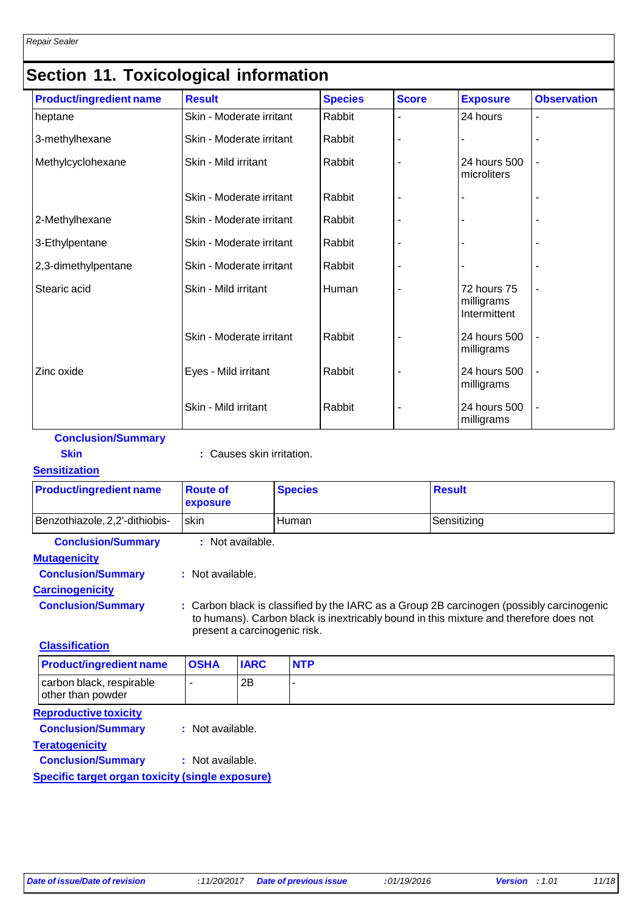## Section 11. Toxicological information

| Product/ingredient name | Result | Species | Score | Exposure | Observation |
|---|---|---|---|---|---|
| heptane | Skin - Moderate irritant | Rabbit | - | 24 hours | - |
| 3-methylhexane | Skin - Moderate irritant | Rabbit | - | - | - |
| Methylcyclohexane | Skin - Mild irritant | Rabbit | - | 24 hours 500 microliters | - |
| | Skin - Moderate irritant | Rabbit | - | - | - |
| 2-Methylhexane | Skin - Moderate irritant | Rabbit | - | - | - |
| 3-Ethylpentane | Skin - Moderate irritant | Rabbit | - | - | - |
| 2,3-dimethylpentane | Skin - Moderate irritant | Rabbit | - | - | - |
| Stearic acid | Skin - Mild irritant | Human | - | 72 hours 75 milligrams Intermittent | - |
| | Skin - Moderate irritant | Rabbit | - | 24 hours 500 milligrams | - |
| Zinc oxide | Eyes - Mild irritant | Rabbit | - | 24 hours 500 milligrams | - |
| | Skin - Mild irritant | Rabbit | - | 24 hours 500 milligrams | - |

**Conclusion/Summary**

**Skin** : Causes skin irritation.

**Sensitization**

| Product/ingredient name | Route of exposure | Species | Result |
|---|---|---|---|
| Benzothiazole, 2,2'-dithiobis- | skin | Human | Sensitizing |

**Conclusion/Summary** : Not available.

**Mutagenicity**

**Conclusion/Summary** : Not available.

**Carcinogenicity**

**Conclusion/Summary** : Carbon black is classified by the IARC as a Group 2B carcinogen (possibly carcinogenic to humans). Carbon black is inextricably bound in this mixture and therefore does not present a carcinogenic risk.

**Classification**

| Product/ingredient name | OSHA | IARC | NTP |
|---|---|---|---|
| carbon black, respirable other than powder | - | 2B | - |

**Reproductive toxicity**

**Conclusion/Summary** : Not available.

**Teratogenicity**

**Conclusion/Summary** : Not available.

**Specific target organ toxicity (single exposure)**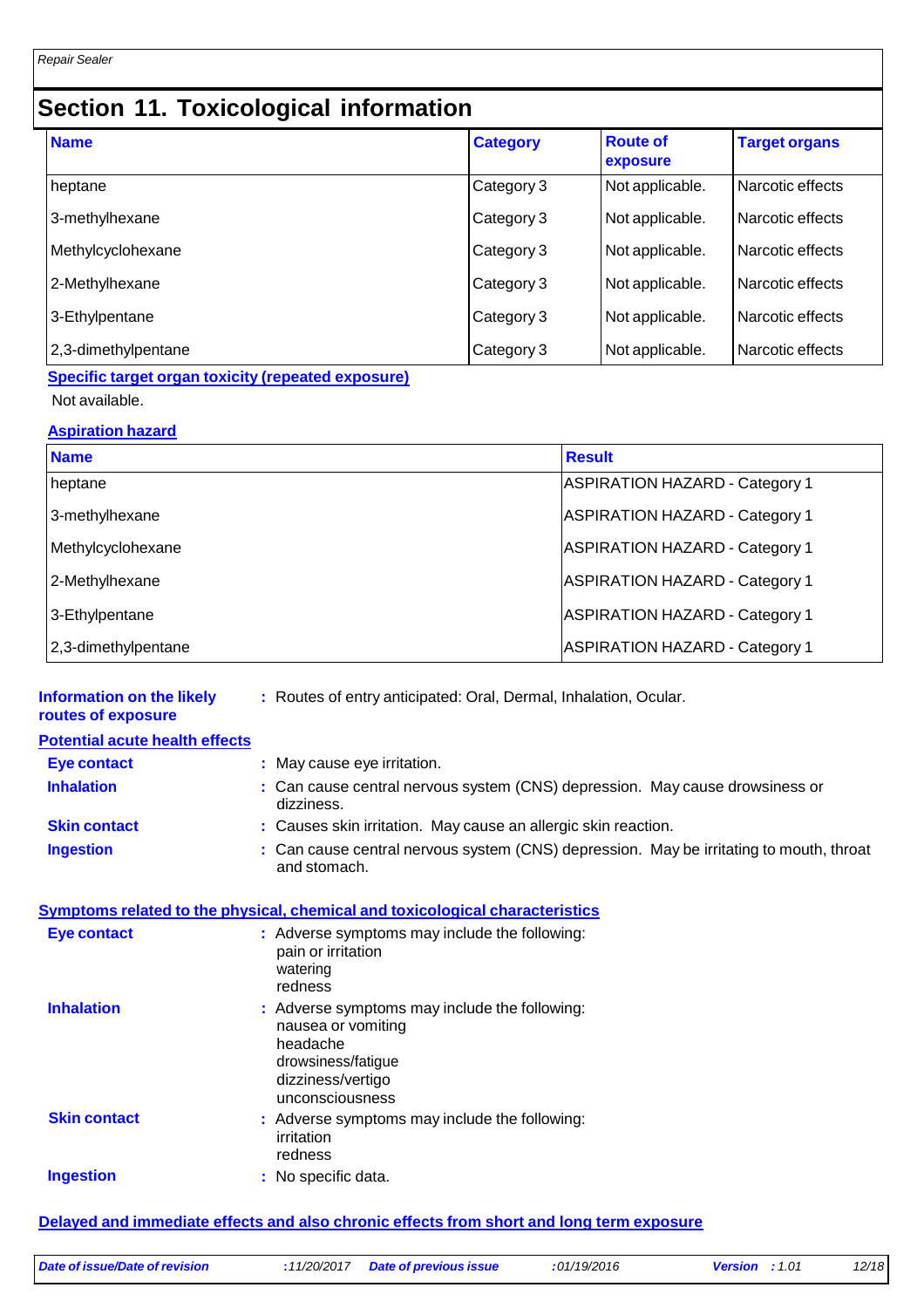## Section 11. Toxicological information

| Name | Category | Route of exposure | Target organs |
|---|---|---|---|
| heptane | Category 3 | Not applicable. | Narcotic effects |
| 3-methylhexane | Category 3 | Not applicable. | Narcotic effects |
| Methylcyclohexane | Category 3 | Not applicable. | Narcotic effects |
| 2-Methylhexane | Category 3 | Not applicable. | Narcotic effects |
| 3-Ethylpentane | Category 3 | Not applicable. | Narcotic effects |
| 2,3-dimethylpentane | Category 3 | Not applicable. | Narcotic effects |

**Specific target organ toxicity (repeated exposure)**

Not available.

**Aspiration hazard**

| Name | Result |
|---|---|
| heptane | ASPIRATION HAZARD - Category 1 |
| 3-methylhexane | ASPIRATION HAZARD - Category 1 |
| Methylcyclohexane | ASPIRATION HAZARD - Category 1 |
| 2-Methylhexane | ASPIRATION HAZARD - Category 1 |
| 3-Ethylpentane | ASPIRATION HAZARD - Category 1 |
| 2,3-dimethylpentane | ASPIRATION HAZARD - Category 1 |

**Information on the likely routes of exposure** : Routes of entry anticipated: Oral, Dermal, Inhalation, Ocular.

**Potential acute health effects**

**Eye contact** : May cause eye irritation.

**Inhalation** : Can cause central nervous system (CNS) depression. May cause drowsiness or dizziness.

**Skin contact** : Causes skin irritation. May cause an allergic skin reaction.

**Ingestion** : Can cause central nervous system (CNS) depression. May be irritating to mouth, throat and stomach.

**Symptoms related to the physical, chemical and toxicological characteristics**

**Eye contact** : Adverse symptoms may include the following:
pain or irritation
watering
redness

**Inhalation** : Adverse symptoms may include the following:
nausea or vomiting
headache
drowsiness/fatigue
dizziness/vertigo
unconsciousness

**Skin contact** : Adverse symptoms may include the following:
irritation
redness

**Ingestion** : No specific data.

**Delayed and immediate effects and also chronic effects from short and long term exposure**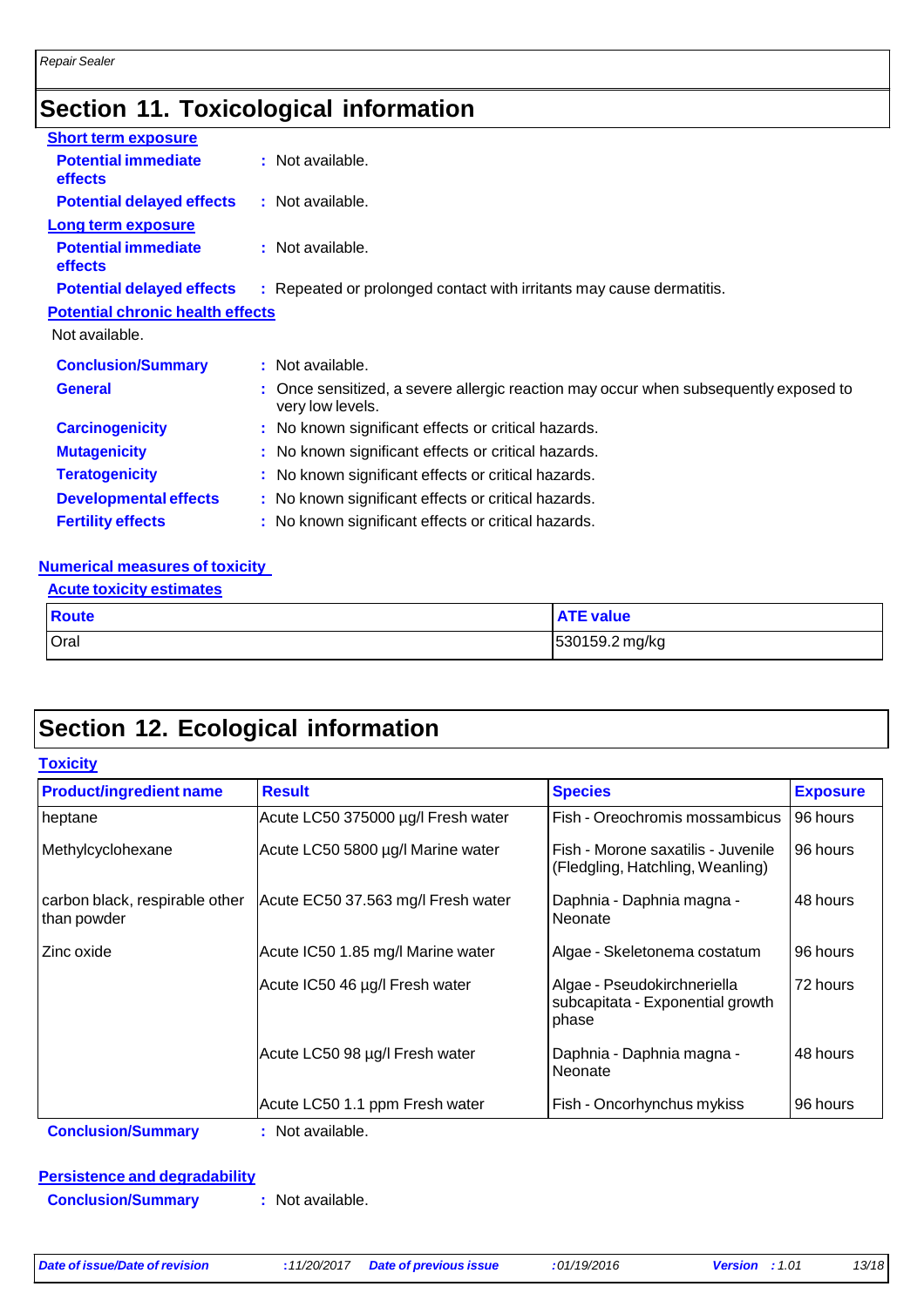## Section 11. Toxicological information

**Short term exposure**

**Potential immediate effects** : Not available.

**Potential delayed effects** : Not available.

**Long term exposure**

**Potential immediate effects** : Not available.

**Potential delayed effects** : Repeated or prolonged contact with irritants may cause dermatitis.

**Potential chronic health effects**

Not available.

**Conclusion/Summary** : Not available.

**General** : Once sensitized, a severe allergic reaction may occur when subsequently exposed to very low levels.

**Carcinogenicity** : No known significant effects or critical hazards.

**Mutagenicity** : No known significant effects or critical hazards.

**Teratogenicity** : No known significant effects or critical hazards.

**Developmental effects** : No known significant effects or critical hazards.

**Fertility effects** : No known significant effects or critical hazards.

**Numerical measures of toxicity**

**Acute toxicity estimates**

| Route | ATE value |
|---|---|
| Oral | 530159.2 mg/kg |

## Section 12. Ecological information

**Toxicity**

| Product/ingredient name | Result | Species | Exposure |
|---|---|---|---|
| heptane | Acute LC50 375000 µg/l Fresh water | Fish - Oreochromis mossambicus | 96 hours |
| Methylcyclohexane | Acute LC50 5800 µg/l Marine water | Fish - Morone saxatilis - Juvenile (Fledgling, Hatchling, Weanling) | 96 hours |
| carbon black, respirable other than powder | Acute EC50 37.563 mg/l Fresh water | Daphnia - Daphnia magna - Neonate | 48 hours |
| Zinc oxide | Acute IC50 1.85 mg/l Marine water | Algae - Skeletonema costatum | 96 hours |
| | Acute IC50 46 µg/l Fresh water | Algae - Pseudokirchneriella subcapitata - Exponential growth phase | 72 hours |
| | Acute LC50 98 µg/l Fresh water | Daphnia - Daphnia magna - Neonate | 48 hours |
| | Acute LC50 1.1 ppm Fresh water | Fish - Oncorhynchus mykiss | 96 hours |

**Conclusion/Summary** : Not available.

**Persistence and degradability**

**Conclusion/Summary** : Not available.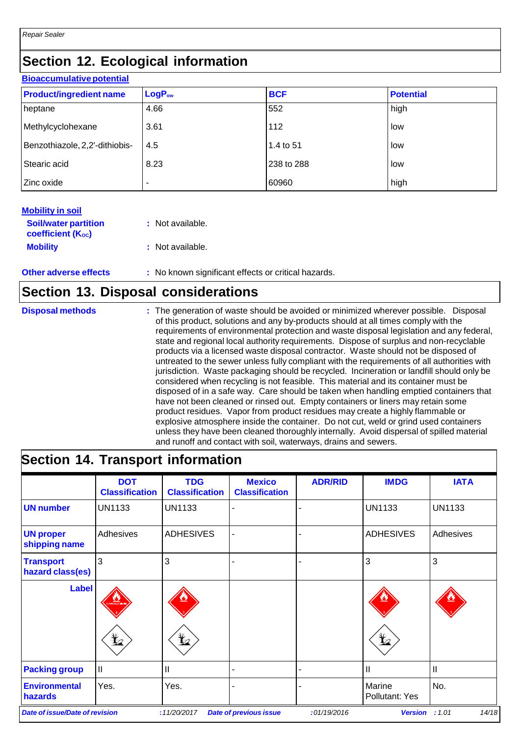## Section 12. Ecological information

**Bioaccumulative potential**

| Product/ingredient name | $LogP_{ow}$ | BCF | Potential |
|---|---|---|---|
| heptane | 4.66 | 552 | high |
| Methylcyclohexane | 3.61 | 112 | low |
| Benzothiazole, 2,2'-dithiobis- | 4.5 | 1.4 to 51 | low |
| Stearic acid | 8.23 | 238 to 288 | low |
| Zinc oxide | - | 60960 | high |

**Mobility in soil**

**Soil/water partition coefficient ($K_{OC}$)** : Not available.

**Mobility** : Not available.

**Other adverse effects** : No known significant effects or critical hazards.

## Section 13. Disposal considerations

**Disposal methods** : The generation of waste should be avoided or minimized wherever possible. Disposal of this product, solutions and any by-products should at all times comply with the requirements of environmental protection and waste disposal legislation and any federal, state and regional local authority requirements. Dispose of surplus and non-recyclable products via a licensed waste disposal contractor. Waste should not be disposed of untreated to the sewer unless fully compliant with the requirements of all authorities with jurisdiction. Waste packaging should be recycled. Incineration or landfill should only be considered when recycling is not feasible. This material and its container must be disposed of in a safe way. Care should be taken when handling emptied containers that have not been cleaned or rinsed out. Empty containers or liners may retain some product residues. Vapor from product residues may create a highly flammable or explosive atmosphere inside the container. Do not cut, weld or grind used containers unless they have been cleaned thoroughly internally. Avoid dispersal of spilled material and runoff and contact with soil, waterways, drains and sewers.

## Section 14. Transport information

| | DOT Classification | TDG Classification | Mexico Classification | ADR/RID | IMDG | IATA |
|---|---|---|---|---|---|---|
| **UN number** | UN1133 | UN1133 | - | - | UN1133 | UN1133 |
| **UN proper shipping name** | Adhesives | ADHESIVES | - | - | ADHESIVES | Adhesives |
| **Transport hazard class(es)** | 3 | 3 | - | - | 3 | 3 |
| **Label** | | | | | | |
| **Packing group** | II | II | - | - | II | II |
| **Environmental hazards** | Yes. | Yes. | - | - | Marine Pollutant: Yes | No. |

*Date of issue/Date of revision* : 11/20/2017 *Date of previous issue* : 01/19/2016 *Version* : 1.01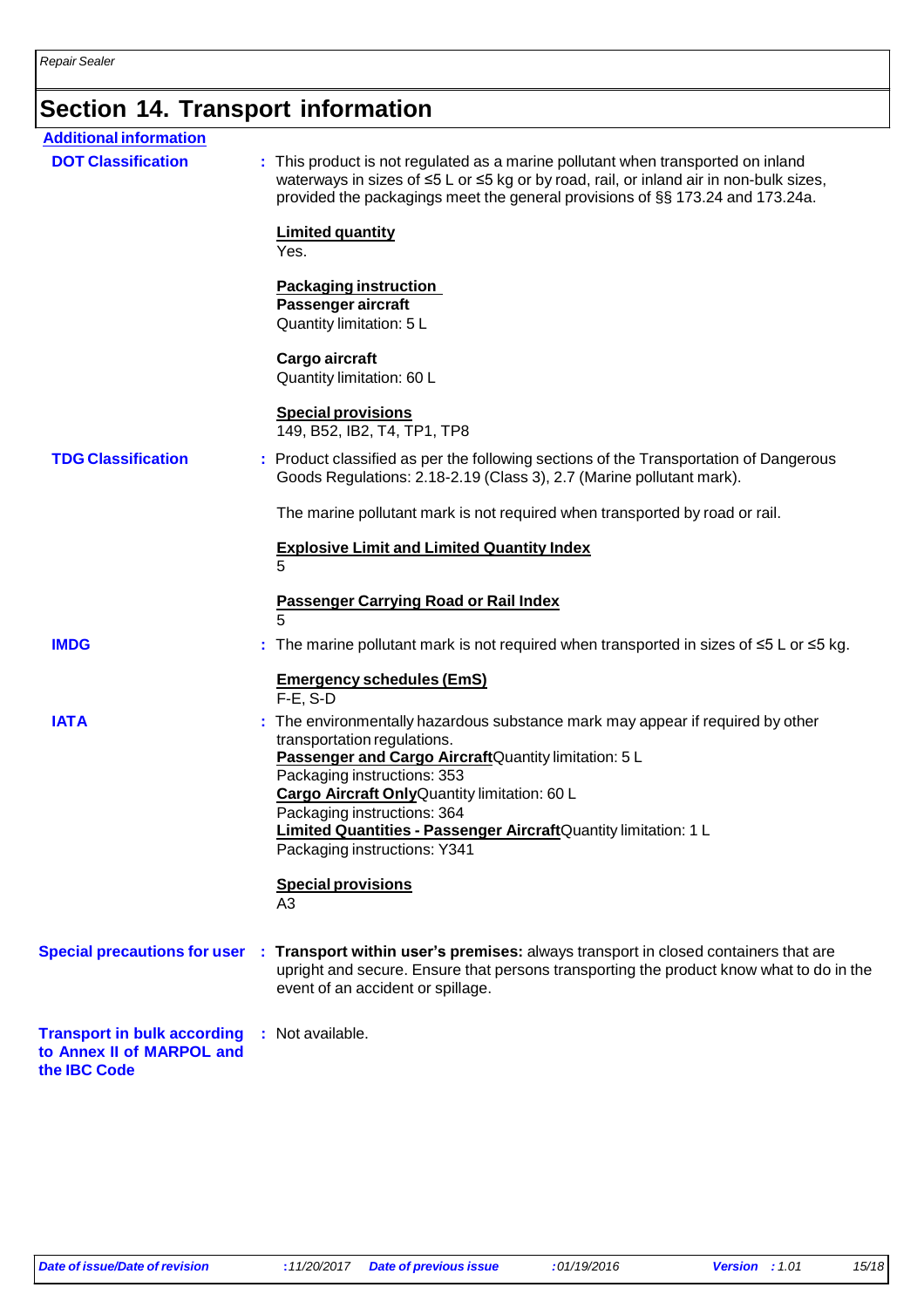# Section 14. Transport information

**Additional information**

**DOT Classification** : This product is not regulated as a marine pollutant when transported on inland waterways in sizes of ≤5 L or ≤5 kg or by road, rail, or inland air in non-bulk sizes, provided the packagings meet the general provisions of §§ 173.24 and 173.24a.

**Limited quantity**
Yes.

**Packaging instruction**
**Passenger aircraft**
Quantity limitation: 5 L

**Cargo aircraft**
Quantity limitation: 60 L

**Special provisions**
149, B52, IB2, T4, TP1, TP8

**TDG Classification** : Product classified as per the following sections of the Transportation of Dangerous Goods Regulations: 2.18-2.19 (Class 3), 2.7 (Marine pollutant mark).

The marine pollutant mark is not required when transported by road or rail.

**Explosive Limit and Limited Quantity Index**
5

**Passenger Carrying Road or Rail Index**
5

**IMDG** : The marine pollutant mark is not required when transported in sizes of ≤5 L or ≤5 kg.

**Emergency schedules (EmS)**
F-E, S-D

**IATA** : The environmentally hazardous substance mark may appear if required by other transportation regulations.
**Passenger and Cargo Aircraft** Quantity limitation: 5 L
Packaging instructions: 353
**Cargo Aircraft Only** Quantity limitation: 60 L
Packaging instructions: 364
**Limited Quantities - Passenger Aircraft** Quantity limitation: 1 L
Packaging instructions: Y341

**Special provisions**
A3

**Special precautions for user** : **Transport within user's premises:** always transport in closed containers that are upright and secure. Ensure that persons transporting the product know what to do in the event of an accident or spillage.

**Transport in bulk according to Annex II of MARPOL and the IBC Code** : Not available.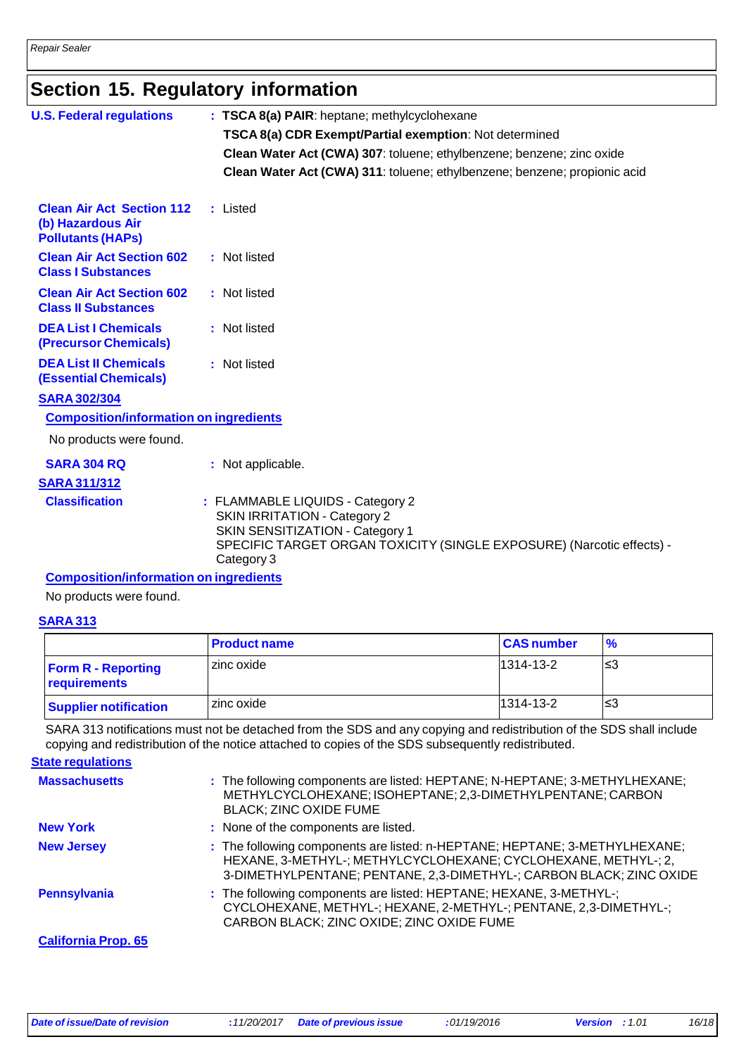## Section 15. Regulatory information

**U.S. Federal regulations** : **TSCA 8(a) PAIR**: heptane; methylcyclohexane

**TSCA 8(a) CDR Exempt/Partial exemption**: Not determined

**Clean Water Act (CWA) 307**: toluene; ethylbenzene; benzene; zinc oxide

**Clean Water Act (CWA) 311**: toluene; ethylbenzene; benzene; propionic acid

**Clean Air Act Section 112 (b) Hazardous Air Pollutants (HAPs)** : Listed

**Clean Air Act Section 602 Class I Substances** : Not listed

**Clean Air Act Section 602 Class II Substances** : Not listed

**DEA List I Chemicals (Precursor Chemicals)** : Not listed

**DEA List II Chemicals (Essential Chemicals)** : Not listed

**SARA 302/304**

**Composition/information on ingredients**

No products were found.

**SARA 304 RQ** : Not applicable.

**SARA 311/312**

**Classification** : FLAMMABLE LIQUIDS - Category 2
SKIN IRRITATION - Category 2
SKIN SENSITIZATION - Category 1
SPECIFIC TARGET ORGAN TOXICITY (SINGLE EXPOSURE) (Narcotic effects) - Category 3

**Composition/information on ingredients**

No products were found.

**SARA 313**

| | Product name | CAS number | % |
|---|---|---|---|
| **Form R - Reporting requirements** | zinc oxide | 1314-13-2 | ≤3 |
| **Supplier notification** | zinc oxide | 1314-13-2 | ≤3 |

SARA 313 notifications must not be detached from the SDS and any copying and redistribution of the SDS shall include copying and redistribution of the notice attached to copies of the SDS subsequently redistributed.

**State regulations**

**Massachusetts** : The following components are listed: HEPTANE; N-HEPTANE; 3-METHYLHEXANE; METHYLCYCLOHEXANE; ISOHEPTANE; 2,3-DIMETHYLPENTANE; CARBON BLACK; ZINC OXIDE FUME

**New York** : None of the components are listed.

**New Jersey** : The following components are listed: n-HEPTANE; HEPTANE; 3-METHYLHEXANE; HEXANE, 3-METHYL-; METHYLCYCLOHEXANE; CYCLOHEXANE, METHYL-; 2, 3-DIMETHYLPENTANE; PENTANE, 2,3-DIMETHYL-; CARBON BLACK; ZINC OXIDE

**Pennsylvania** : The following components are listed: HEPTANE; HEXANE, 3-METHYL-; CYCLOHEXANE, METHYL-; HEXANE, 2-METHYL-; PENTANE, 2,3-DIMETHYL-; CARBON BLACK; ZINC OXIDE; ZINC OXIDE FUME

**California Prop. 65**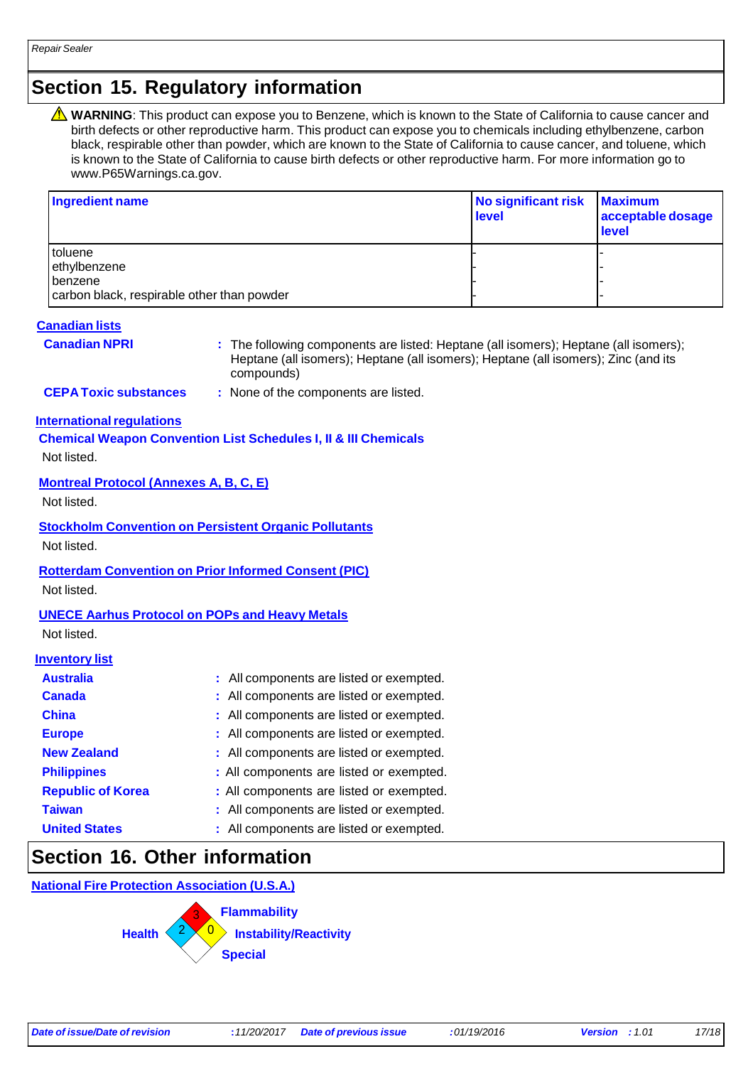## Section 15. Regulatory information

⚠ **WARNING**: This product can expose you to Benzene, which is known to the State of California to cause cancer and birth defects or other reproductive harm. This product can expose you to chemicals including ethylbenzene, carbon black, respirable other than powder, which are known to the State of California to cause cancer, and toluene, which is known to the State of California to cause birth defects or other reproductive harm. For more information go to www.P65Warnings.ca.gov.

| Ingredient name | No significant risk level | Maximum acceptable dosage level |
|---|---|---|
| toluene | - | - |
| ethylbenzene | - | - |
| benzene | - | - |
| carbon black, respirable other than powder | - | - |

**Canadian lists**

**Canadian NPRI** : The following components are listed: Heptane (all isomers); Heptane (all isomers); Heptane (all isomers); Heptane (all isomers); Heptane (all isomers); Zinc (and its compounds)

**CEPA Toxic substances** : None of the components are listed.

**International regulations**

**Chemical Weapon Convention List Schedules I, II & III Chemicals**

Not listed.

**Montreal Protocol (Annexes A, B, C, E)**

Not listed.

**Stockholm Convention on Persistent Organic Pollutants**

Not listed.

**Rotterdam Convention on Prior Informed Consent (PIC)**

Not listed.

**UNECE Aarhus Protocol on POPs and Heavy Metals**

Not listed.

**Inventory list**

**Australia** : All components are listed or exempted.

**Canada** : All components are listed or exempted.

**China** : All components are listed or exempted.

**Europe** : All components are listed or exempted.

**New Zealand** : All components are listed or exempted.

**Philippines** : All components are listed or exempted.

**Republic of Korea** : All components are listed or exempted.

**Taiwan** : All components are listed or exempted.

**United States** : All components are listed or exempted.

## Section 16. Other information

**National Fire Protection Association (U.S.A.)**

**Health**: 2
**Flammability**: 3
**Instability/Reactivity**: 0
**Special**: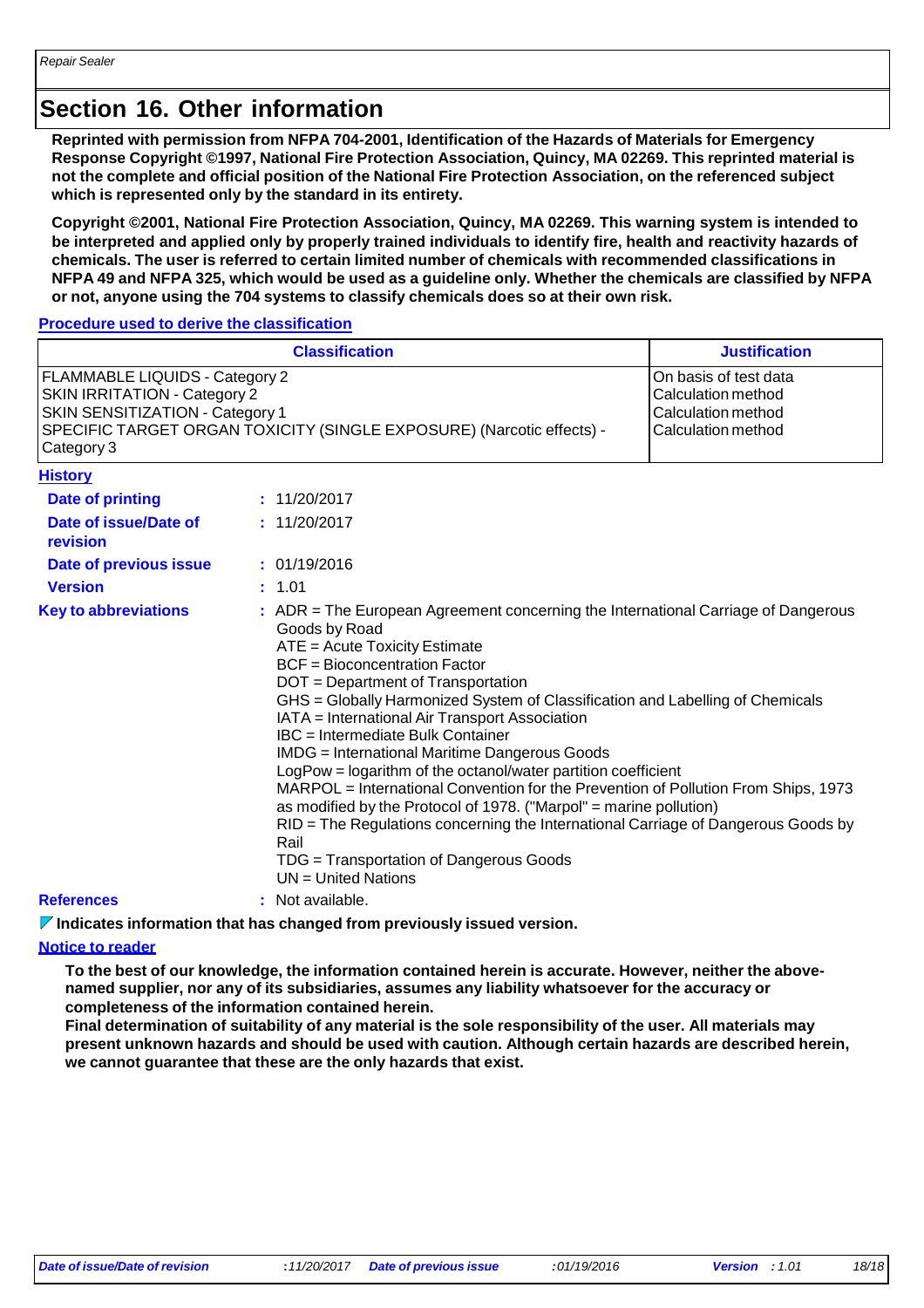# Section 16. Other information

**Reprinted with permission from NFPA 704-2001, Identification of the Hazards of Materials for Emergency Response Copyright ©1997, National Fire Protection Association, Quincy, MA 02269. This reprinted material is not the complete and official position of the National Fire Protection Association, on the referenced subject which is represented only by the standard in its entirety.**

**Copyright ©2001, National Fire Protection Association, Quincy, MA 02269. This warning system is intended to be interpreted and applied only by properly trained individuals to identify fire, health and reactivity hazards of chemicals. The user is referred to certain limited number of chemicals with recommended classifications in NFPA 49 and NFPA 325, which would be used as a guideline only. Whether the chemicals are classified by NFPA or not, anyone using the 704 systems to classify chemicals does so at their own risk.**

**Procedure used to derive the classification**

| Classification | Justification |
| --- | --- |
| FLAMMABLE LIQUIDS - Category 2<br>SKIN IRRITATION - Category 2<br>SKIN SENSITIZATION - Category 1<br>SPECIFIC TARGET ORGAN TOXICITY (SINGLE EXPOSURE) (Narcotic effects) - Category 3 | On basis of test data<br>Calculation method<br>Calculation method<br>Calculation method |

**History**

**Date of printing** : 11/20/2017

**Date of issue/Date of revision** : 11/20/2017

**Date of previous issue** : 01/19/2016

**Version** : 1.01

**Key to abbreviations** : ADR = The European Agreement concerning the International Carriage of Dangerous Goods by Road
ATE = Acute Toxicity Estimate
BCF = Bioconcentration Factor
DOT = Department of Transportation
GHS = Globally Harmonized System of Classification and Labelling of Chemicals
IATA = International Air Transport Association
IBC = Intermediate Bulk Container
IMDG = International Maritime Dangerous Goods
LogPow = logarithm of the octanol/water partition coefficient
MARPOL = International Convention for the Prevention of Pollution From Ships, 1973 as modified by the Protocol of 1978. ("Marpol" = marine pollution)
RID = The Regulations concerning the International Carriage of Dangerous Goods by Rail
TDG = Transportation of Dangerous Goods
UN = United Nations

**References** : Not available.

**Indicates information that has changed from previously issued version.**

**Notice to reader**

**To the best of our knowledge, the information contained herein is accurate. However, neither the above-named supplier, nor any of its subsidiaries, assumes any liability whatsoever for the accuracy or completeness of the information contained herein.**
**Final determination of suitability of any material is the sole responsibility of the user. All materials may present unknown hazards and should be used with caution. Although certain hazards are described herein, we cannot guarantee that these are the only hazards that exist.**